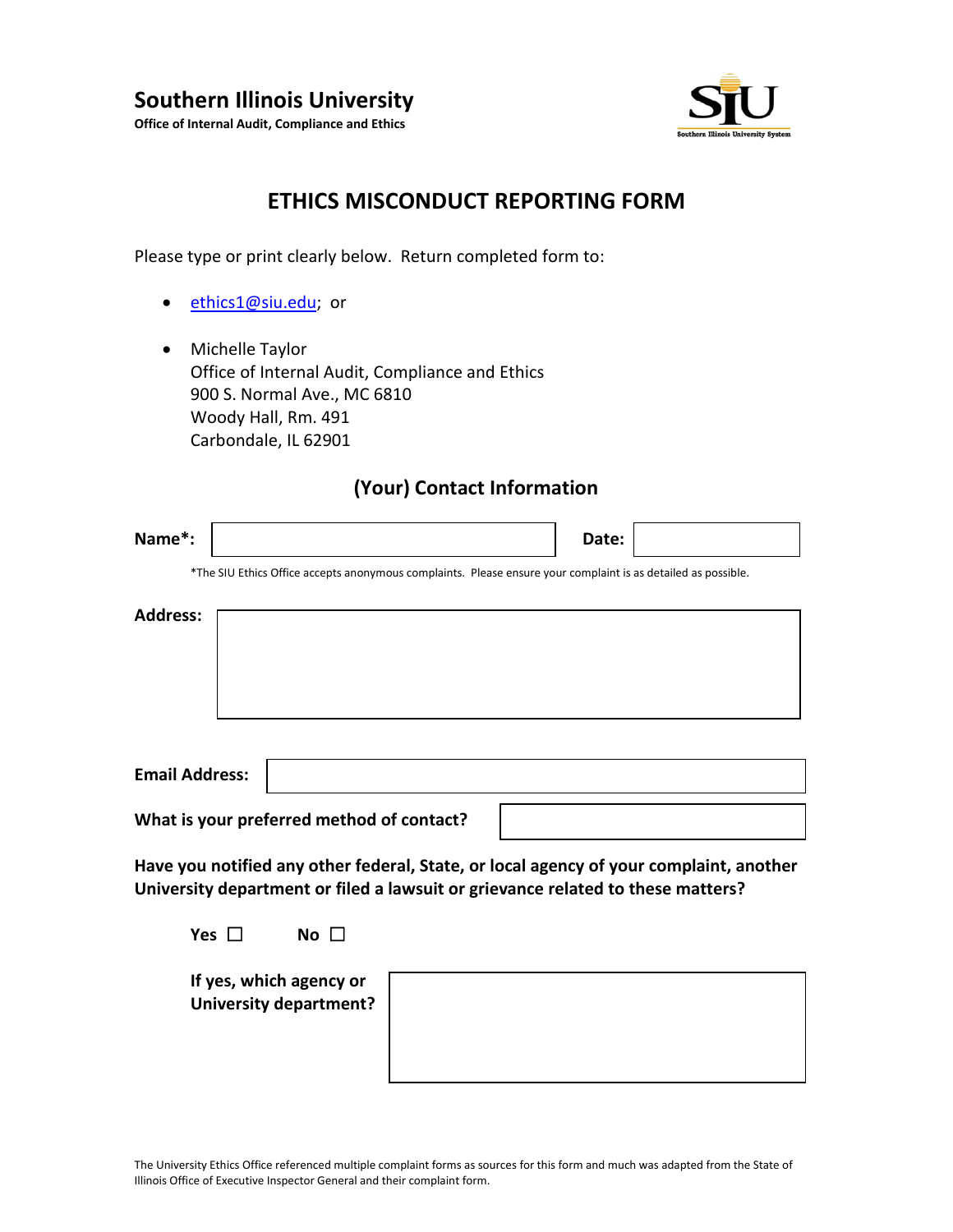**Southern Illinois University**
**Office of Internal Audit, Compliance and Ethics**

# ETHICS MISCONDUCT REPORTING FORM

Please type or print clearly below. Return completed form to:

- ethics1@siu.edu; or
- Michelle Taylor
  Office of Internal Audit, Compliance and Ethics
  900 S. Normal Ave., MC 6810
  Woody Hall, Rm. 491
  Carbondale, IL 62901

## (Your) Contact Information

**Name*:** ____________________ **Date:** __________

*The SIU Ethics Office accepts anonymous complaints. Please ensure your complaint is as detailed as possible.

**Address:** ____________________

**Email Address:** ____________________

**What is your preferred method of contact?** ____________________

**Have you notified any other federal, State, or local agency of your complaint, another University department or filed a lawsuit or grievance related to these matters?**

**Yes** ☐ **No** ☐

**If yes, which agency or University department?** ____________________

The University Ethics Office referenced multiple complaint forms as sources for this form and much was adapted from the State of Illinois Office of Executive Inspector General and their complaint form.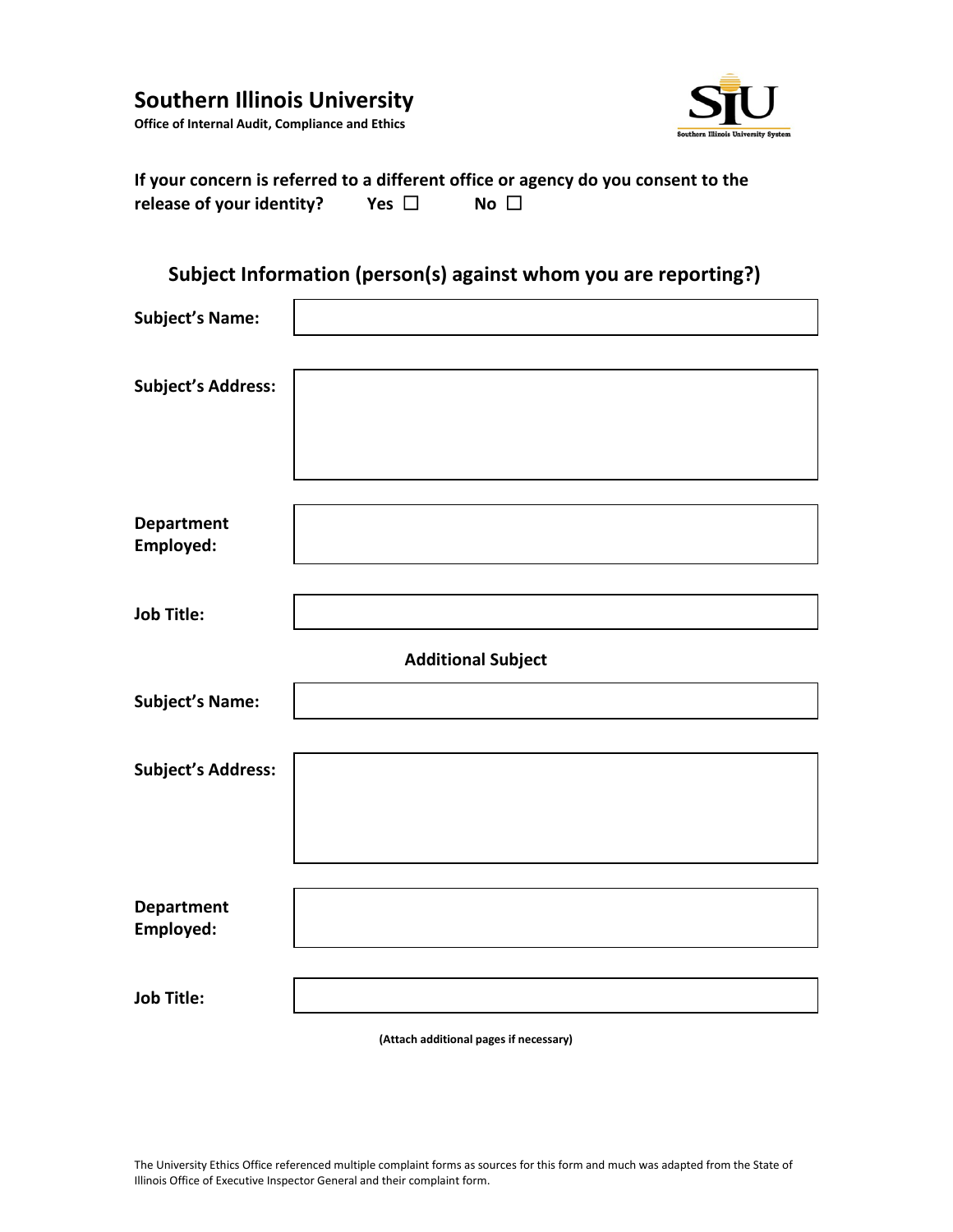# Southern Illinois University

**Office of Internal Audit, Compliance and Ethics**

**If your concern is referred to a different office or agency do you consent to the release of your identity?** **Yes ☐** **No ☐**

## Subject Information (person(s) against whom you are reporting?)

| | |
|---|---|
| **Subject's Name:** | |
| **Subject's Address:** | |
| **Department Employed:** | |
| **Job Title:** | |

**Additional Subject**

| | |
|---|---|
| **Subject's Name:** | |
| **Subject's Address:** | |
| **Department Employed:** | |
| **Job Title:** | |

**(Attach additional pages if necessary)**

The University Ethics Office referenced multiple complaint forms as sources for this form and much was adapted from the State of Illinois Office of Executive Inspector General and their complaint form.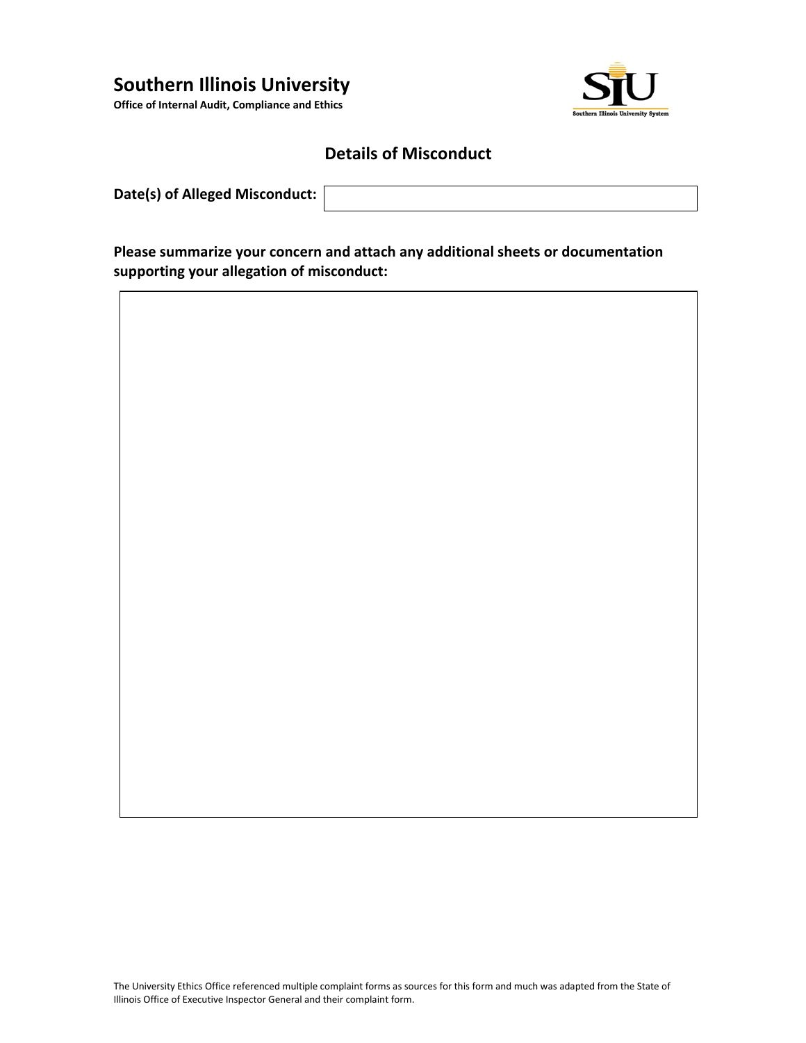# Southern Illinois University

**Office of Internal Audit, Compliance and Ethics**

## Details of Misconduct

**Date(s) of Alleged Misconduct:**

**Please summarize your concern and attach any additional sheets or documentation supporting your allegation of misconduct:**

The University Ethics Office referenced multiple complaint forms as sources for this form and much was adapted from the State of Illinois Office of Executive Inspector General and their complaint form.